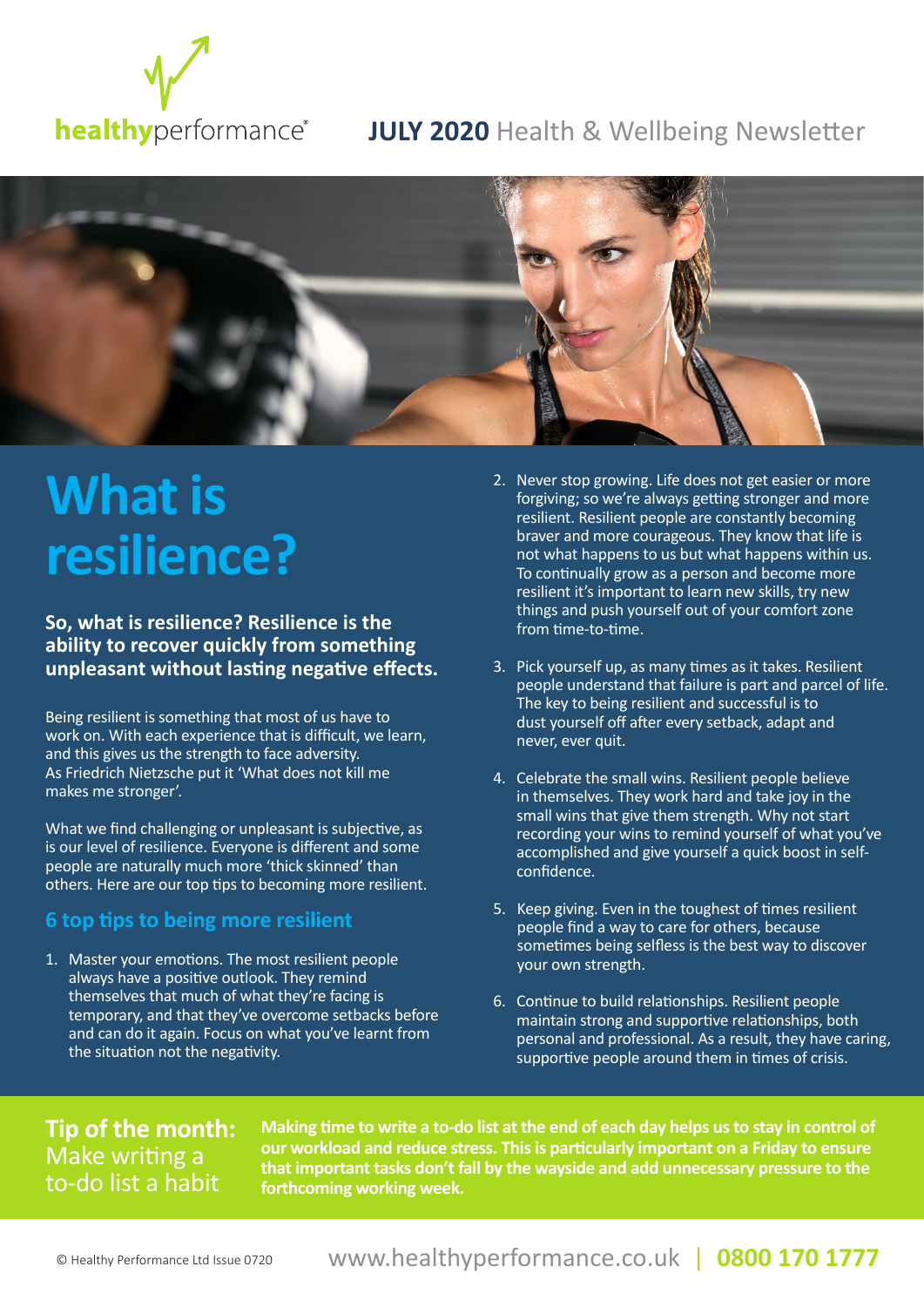healthyperformance®

**JULY 2020** Health & Wellbeing Newsletter

# What is resilience?

**So, what is resilience? Resilience is the ability to recover quickly from something unpleasant without lasting negative effects.**

Being resilient is something that most of us have to work on. With each experience that is difficult, we learn, and this gives us the strength to face adversity. As Friedrich Nietzsche put it 'What does not kill me makes me stronger'.

What we find challenging or unpleasant is subjective, as is our level of resilience. Everyone is different and some people are naturally much more 'thick skinned' than others. Here are our top tips to becoming more resilient.

## 6 top tips to being more resilient

1. Master your emotions. The most resilient people always have a positive outlook. They remind themselves that much of what they're facing is temporary, and that they've overcome setbacks before and can do it again. Focus on what you've learnt from the situation not the negativity.
2. Never stop growing. Life does not get easier or more forgiving; so we're always getting stronger and more resilient. Resilient people are constantly becoming braver and more courageous. They know that life is not what happens to us but what happens within us. To continually grow as a person and become more resilient it's important to learn new skills, try new things and push yourself out of your comfort zone from time-to-time.
3. Pick yourself up, as many times as it takes. Resilient people understand that failure is part and parcel of life. The key to being resilient and successful is to dust yourself off after every setback, adapt and never, ever quit.
4. Celebrate the small wins. Resilient people believe in themselves. They work hard and take joy in the small wins that give them strength. Why not start recording your wins to remind yourself of what you've accomplished and give yourself a quick boost in self-confidence.
5. Keep giving. Even in the toughest of times resilient people find a way to care for others, because sometimes being selfless is the best way to discover your own strength.
6. Continue to build relationships. Resilient people maintain strong and supportive relationships, both personal and professional. As a result, they have caring, supportive people around them in times of crisis.

**Tip of the month:** Make writing a to-do list a habit

**Making time to write a to-do list at the end of each day helps us to stay in control of our workload and reduce stress. This is particularly important on a Friday to ensure that important tasks don't fall by the wayside and add unnecessary pressure to the forthcoming working week.**

© Healthy Performance Ltd Issue 0720 www.healthyperformance.co.uk | **0800 170 1777**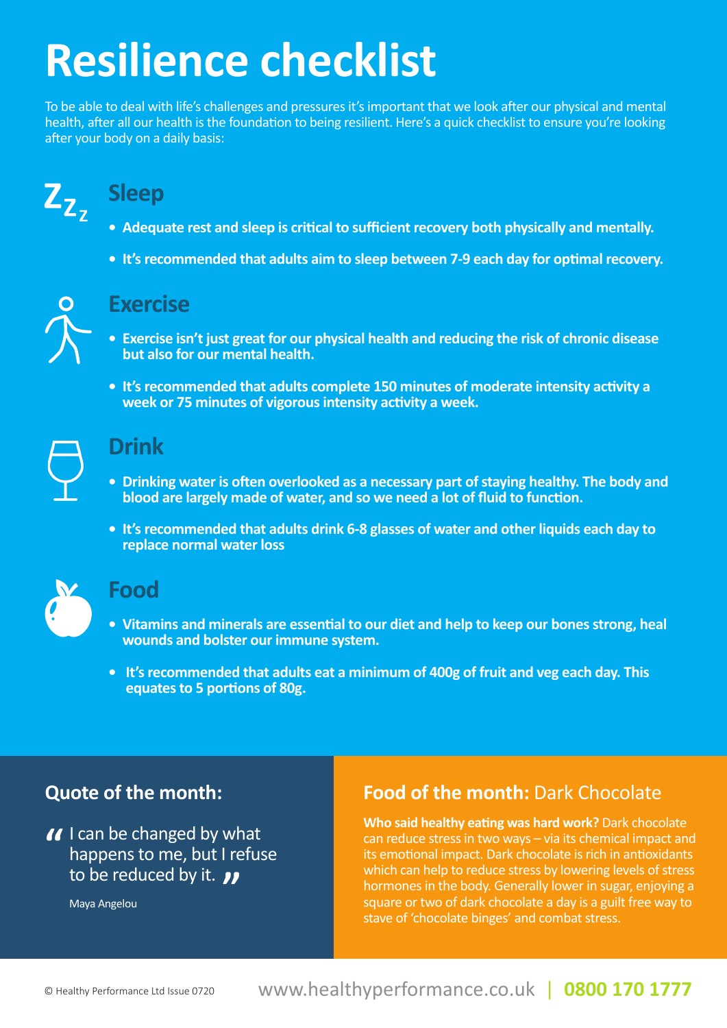# Resilience checklist

To be able to deal with life's challenges and pressures it's important that we look after our physical and mental health, after all our health is the foundation to being resilient. Here's a quick checklist to ensure you're looking after your body on a daily basis:

## Sleep

- **Adequate rest and sleep is critical to sufficient recovery both physically and mentally.**
- **It's recommended that adults aim to sleep between 7-9 each day for optimal recovery.**

## Exercise

- **Exercise isn't just great for our physical health and reducing the risk of chronic disease but also for our mental health.**
- **It's recommended that adults complete 150 minutes of moderate intensity activity a week or 75 minutes of vigorous intensity activity a week.**

## Drink

- **Drinking water is often overlooked as a necessary part of staying healthy. The body and blood are largely made of water, and so we need a lot of fluid to function.**
- **It's recommended that adults drink 6-8 glasses of water and other liquids each day to replace normal water loss**

## Food

- **Vitamins and minerals are essential to our diet and help to keep our bones strong, heal wounds and bolster our immune system.**
- **It's recommended that adults eat a minimum of 400g of fruit and veg each day. This equates to 5 portions of 80g.**

### Quote of the month:

> "I can be changed by what happens to me, but I refuse to be reduced by it."
>
> Maya Angelou

### Food of the month: Dark Chocolate

**Who said healthy eating was hard work?** Dark chocolate can reduce stress in two ways – via its chemical impact and its emotional impact. Dark chocolate is rich in antioxidants which can help to reduce stress by lowering levels of stress hormones in the body. Generally lower in sugar, enjoying a square or two of dark chocolate a day is a guilt free way to stave of 'chocolate binges' and combat stress.

© Healthy Performance Ltd Issue 0720 www.healthyperformance.co.uk | 0800 170 1777